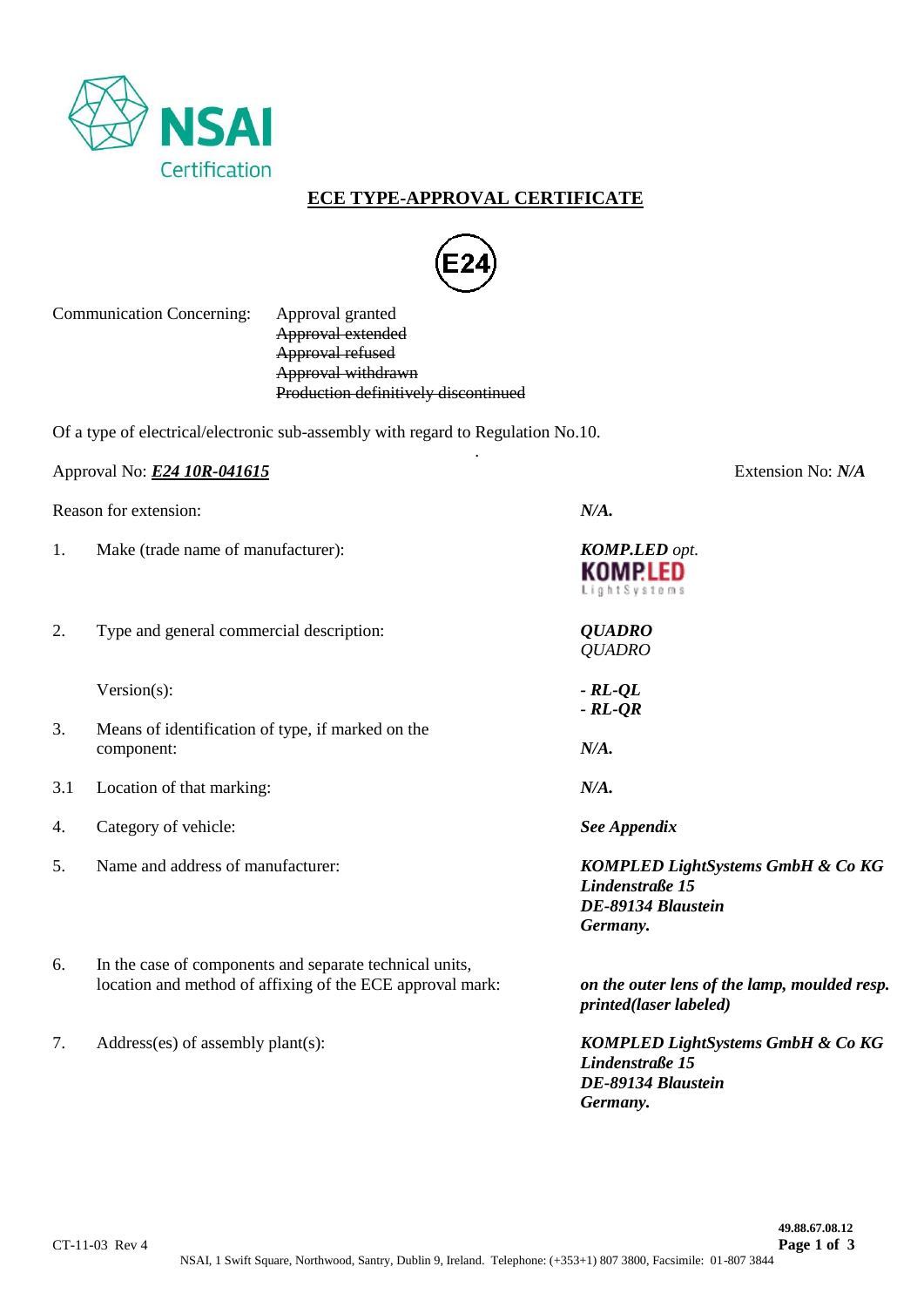NSAI Certification

# ECE TYPE-APPROVAL CERTIFICATE

E24

Communication Concerning: Approval granted
~~Approval extended~~
~~Approval refused~~
~~Approval withdrawn~~
~~Production definitively discontinued~~

Of a type of electrical/electronic sub-assembly with regard to Regulation No.10.

Approval No: ***E24 10R-041615*** Extension No: ***N/A***

| | | |
|---|---|---|
| | Reason for extension: | ***N/A.*** |
| 1. | Make (trade name of manufacturer): | ***KOMP.LED*** *opt.* KOMP.LED LightSystems |
| 2. | Type and general commercial description: | ***QUADRO*** *QUADRO* |
| | Version(s): | ***- RL-QL*** ***- RL-QR*** |
| 3. | Means of identification of type, if marked on the component: | ***N/A.*** |
| 3.1 | Location of that marking: | ***N/A.*** |
| 4. | Category of vehicle: | ***See Appendix*** |
| 5. | Name and address of manufacturer: | ***KOMPLED LightSystems GmbH & Co KG*** ***Lindenstraße 15*** ***DE-89134 Blaustein*** ***Germany.*** |
| 6. | In the case of components and separate technical units, location and method of affixing of the ECE approval mark: | ***on the outer lens of the lamp, moulded resp. printed(laser labeled)*** |
| 7. | Address(es) of assembly plant(s): | ***KOMPLED LightSystems GmbH & Co KG*** ***Lindenstraße 15*** ***DE-89134 Blaustein*** ***Germany.*** |

CT-11-03 Rev 4

49.88.67.08.12

NSAI, 1 Swift Square, Northwood, Santry, Dublin 9, Ireland. Telephone: (+353+1) 807 3800, Facsimile: 01-807 3844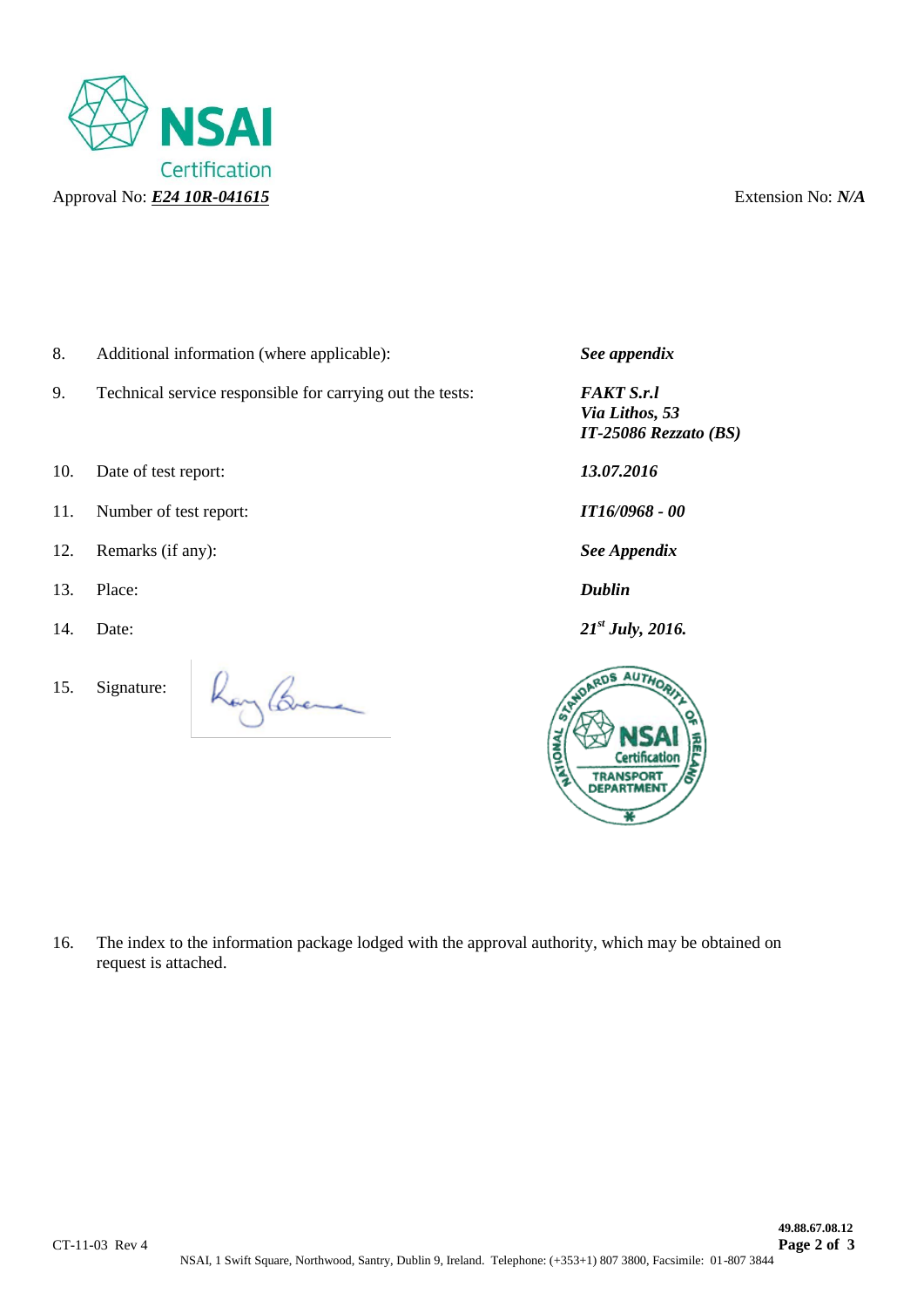Approval No: ***E24 10R-041615*** Extension No: ***N/A***

| | | |
|---|---|---|
| 8. | Additional information (where applicable): | ***See appendix*** |
| 9. | Technical service responsible for carrying out the tests: | ***FAKT S.r.l***<br>***Via Lithos, 53***<br>***IT-25086 Rezzato (BS)*** |
| 10. | Date of test report: | ***13.07.2016*** |
| 11. | Number of test report: | ***IT16/0968 - 00*** |
| 12. | Remarks (if any): | ***See Appendix*** |
| 13. | Place: | ***Dublin*** |
| 14. | Date: | ***21st July, 2016.*** |
| 15. | Signature: | |

16. The index to the information package lodged with the approval authority, which may be obtained on request is attached.

CT-11-03 Rev 4

49.88.67.08.12

NSAI, 1 Swift Square, Northwood, Santry, Dublin 9, Ireland. Telephone: (+353+1) 807 3800, Facsimile: 01-807 3844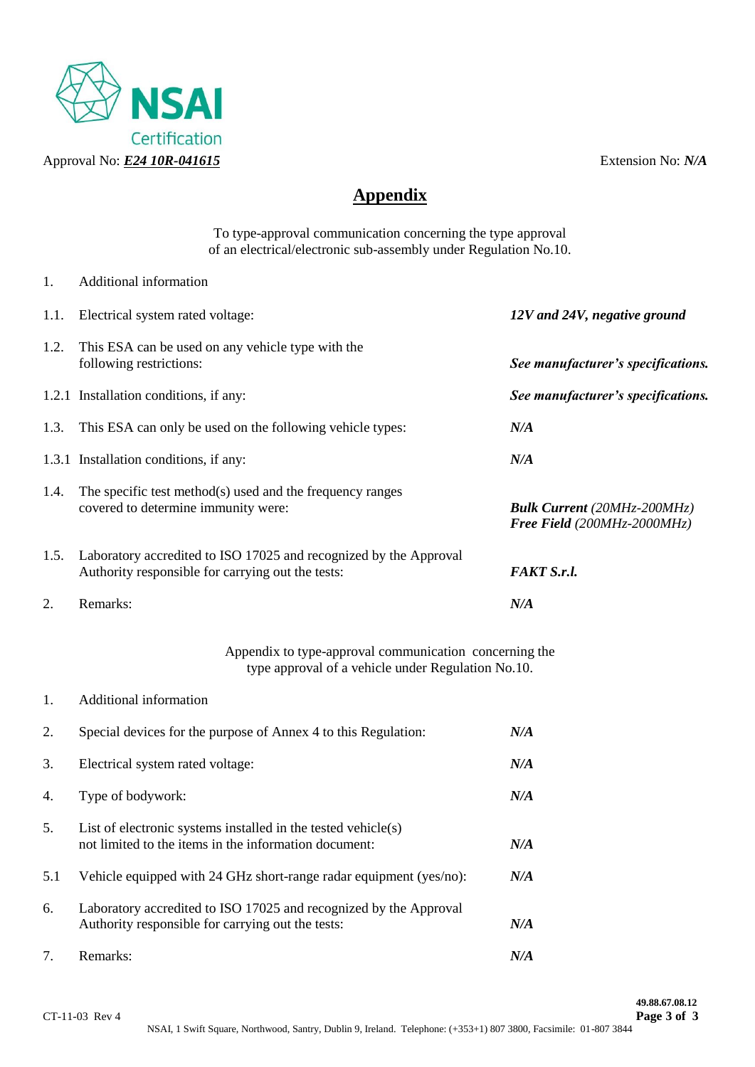Approval No: ***E24 10R-041615*** Extension No: ***N/A***

# Appendix

To type-approval communication concerning the type approval
of an electrical/electronic sub-assembly under Regulation No.10.

| | | |
|---|---|---|
| 1. | Additional information | |
| 1.1. | Electrical system rated voltage: | ***12V and 24V, negative ground*** |
| 1.2. | This ESA can be used on any vehicle type with the following restrictions: | ***See manufacturer's specifications.*** |
| 1.2.1 | Installation conditions, if any: | ***See manufacturer's specifications.*** |
| 1.3. | This ESA can only be used on the following vehicle types: | ***N/A*** |
| 1.3.1 | Installation conditions, if any: | ***N/A*** |
| 1.4. | The specific test method(s) used and the frequency ranges covered to determine immunity were: | ***Bulk Current*** *(20MHz-200MHz)*<br>***Free Field*** *(200MHz-2000MHz)* |
| 1.5. | Laboratory accredited to ISO 17025 and recognized by the Approval Authority responsible for carrying out the tests: | ***FAKT S.r.l.*** |
| 2. | Remarks: | ***N/A*** |

Appendix to type-approval communication concerning the
type approval of a vehicle under Regulation No.10.

| | | |
|---|---|---|
| 1. | Additional information | |
| 2. | Special devices for the purpose of Annex 4 to this Regulation: | ***N/A*** |
| 3. | Electrical system rated voltage: | ***N/A*** |
| 4. | Type of bodywork: | ***N/A*** |
| 5. | List of electronic systems installed in the tested vehicle(s) not limited to the items in the information document: | ***N/A*** |
| 5.1 | Vehicle equipped with 24 GHz short-range radar equipment (yes/no): | ***N/A*** |
| 6. | Laboratory accredited to ISO 17025 and recognized by the Approval Authority responsible for carrying out the tests: | ***N/A*** |
| 7. | Remarks: | ***N/A*** |

CT-11-03 Rev 4

**49.88.67.08.12**

NSAI, 1 Swift Square, Northwood, Santry, Dublin 9, Ireland. Telephone: (+353+1) 807 3800, Facsimile: 01-807 3844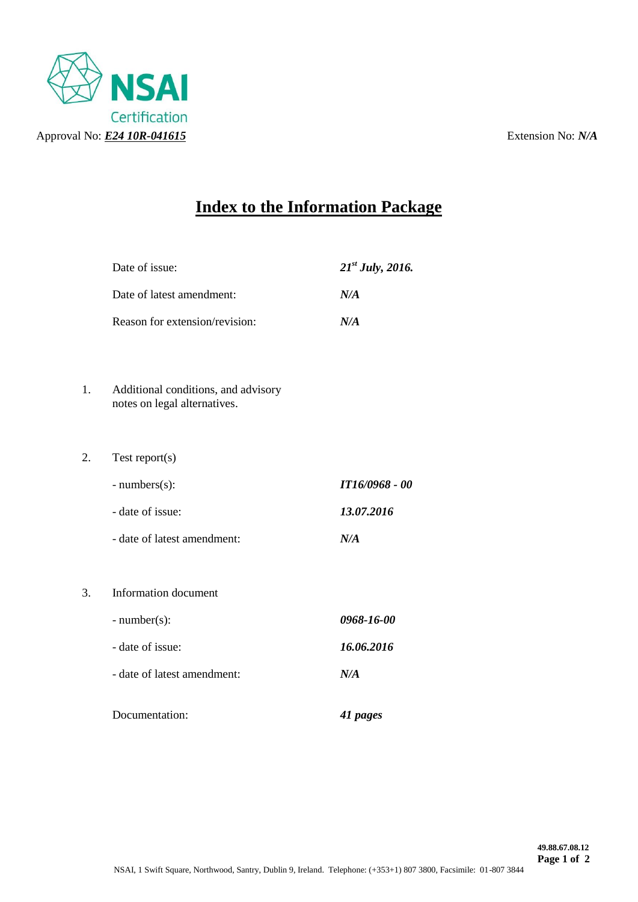NSAI Certification

Approval No: ***E24 10R-041615*** Extension No: ***N/A***

# Index to the Information Package

| | |
|---|---|
| Date of issue: | ***21st July, 2016.*** |
| Date of latest amendment: | ***N/A*** |
| Reason for extension/revision: | ***N/A*** |

1. Additional conditions, and advisory notes on legal alternatives.

2. Test report(s)

| | |
|---|---|
| - numbers(s): | ***IT16/0968 - 00*** |
| - date of issue: | ***13.07.2016*** |
| - date of latest amendment: | ***N/A*** |

3. Information document

| | |
|---|---|
| - number(s): | ***0968-16-00*** |
| - date of issue: | ***16.06.2016*** |
| - date of latest amendment: | ***N/A*** |
| Documentation: | ***41 pages*** |

**49.88.67.08.12**

NSAI, 1 Swift Square, Northwood, Santry, Dublin 9, Ireland. Telephone: (+353+1) 807 3800, Facsimile: 01-807 3844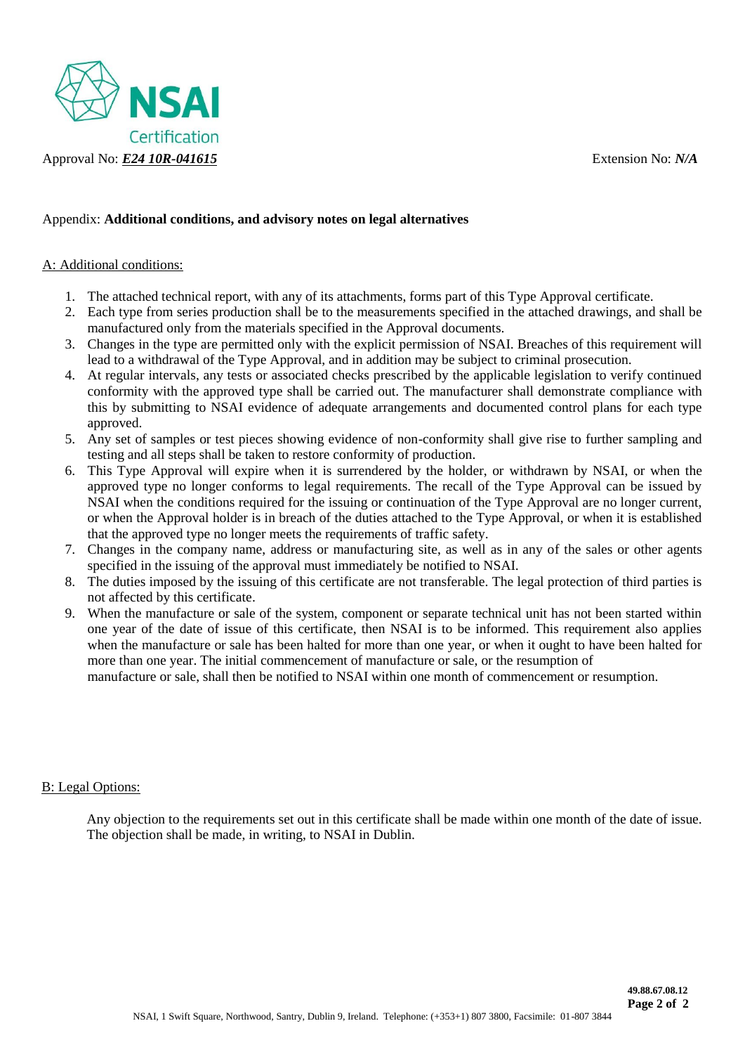NSAI Certification

Approval No: ***E24 10R-041615*** Extension No: ***N/A***

Appendix: **Additional conditions, and advisory notes on legal alternatives**

A: Additional conditions:

1. The attached technical report, with any of its attachments, forms part of this Type Approval certificate.
2. Each type from series production shall be to the measurements specified in the attached drawings, and shall be manufactured only from the materials specified in the Approval documents.
3. Changes in the type are permitted only with the explicit permission of NSAI. Breaches of this requirement will lead to a withdrawal of the Type Approval, and in addition may be subject to criminal prosecution.
4. At regular intervals, any tests or associated checks prescribed by the applicable legislation to verify continued conformity with the approved type shall be carried out. The manufacturer shall demonstrate compliance with this by submitting to NSAI evidence of adequate arrangements and documented control plans for each type approved.
5. Any set of samples or test pieces showing evidence of non-conformity shall give rise to further sampling and testing and all steps shall be taken to restore conformity of production.
6. This Type Approval will expire when it is surrendered by the holder, or withdrawn by NSAI, or when the approved type no longer conforms to legal requirements. The recall of the Type Approval can be issued by NSAI when the conditions required for the issuing or continuation of the Type Approval are no longer current, or when the Approval holder is in breach of the duties attached to the Type Approval, or when it is established that the approved type no longer meets the requirements of traffic safety.
7. Changes in the company name, address or manufacturing site, as well as in any of the sales or other agents specified in the issuing of the approval must immediately be notified to NSAI.
8. The duties imposed by the issuing of this certificate are not transferable. The legal protection of third parties is not affected by this certificate.
9. When the manufacture or sale of the system, component or separate technical unit has not been started within one year of the date of issue of this certificate, then NSAI is to be informed. This requirement also applies when the manufacture or sale has been halted for more than one year, or when it ought to have been halted for more than one year. The initial commencement of manufacture or sale, or the resumption of manufacture or sale, shall then be notified to NSAI within one month of commencement or resumption.

B: Legal Options:

Any objection to the requirements set out in this certificate shall be made within one month of the date of issue. The objection shall be made, in writing, to NSAI in Dublin.

49.88.67.08.12

NSAI, 1 Swift Square, Northwood, Santry, Dublin 9, Ireland. Telephone: (+353+1) 807 3800, Facsimile: 01-807 3844